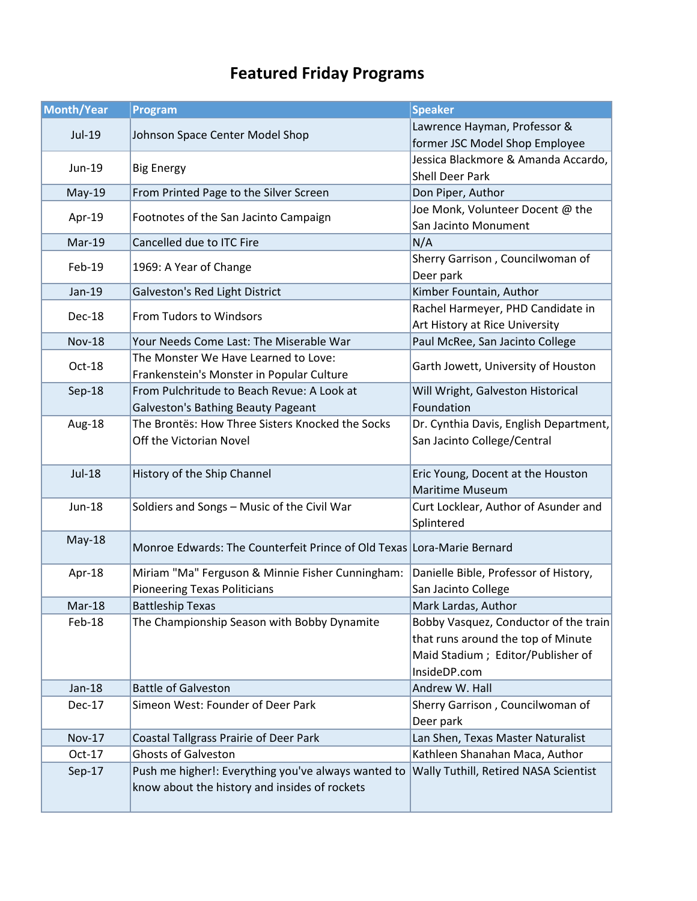# Featured Friday Programs

| Month/Year | Program | Speaker |
| --- | --- | --- |
| Jul-19 | Johnson Space Center Model Shop | Lawrence Hayman, Professor & former JSC Model Shop Employee |
| Jun-19 | Big Energy | Jessica Blackmore & Amanda Accardo, Shell Deer Park |
| May-19 | From Printed Page to the Silver Screen | Don Piper, Author |
| Apr-19 | Footnotes of the San Jacinto Campaign | Joe Monk, Volunteer Docent @ the San Jacinto Monument |
| Mar-19 | Cancelled due to ITC Fire | N/A |
| Feb-19 | 1969: A Year of Change | Sherry Garrison , Councilwoman of Deer park |
| Jan-19 | Galveston's Red Light District | Kimber Fountain, Author |
| Dec-18 | From Tudors to Windsors | Rachel Harmeyer, PHD Candidate in Art History at Rice University |
| Nov-18 | Your Needs Come Last: The Miserable War | Paul McRee, San Jacinto College |
| Oct-18 | The Monster We Have Learned to Love: Frankenstein's Monster in Popular Culture | Garth Jowett, University of Houston |
| Sep-18 | From Pulchritude to Beach Revue: A Look at Galveston's Bathing Beauty Pageant | Will Wright, Galveston Historical Foundation |
| Aug-18 | The Brontës: How Three Sisters Knocked the Socks Off the Victorian Novel | Dr. Cynthia Davis, English Department, San Jacinto College/Central |
| Jul-18 | History of the Ship Channel | Eric Young, Docent at the Houston Maritime Museum |
| Jun-18 | Soldiers and Songs – Music of the Civil War | Curt Locklear, Author of Asunder and Splintered |
| May-18 | Monroe Edwards: The Counterfeit Prince of Old Texas | Lora-Marie Bernard |
| Apr-18 | Miriam "Ma" Ferguson & Minnie Fisher Cunningham: Pioneering Texas Politicians | Danielle Bible, Professor of History, San Jacinto College |
| Mar-18 | Battleship Texas | Mark Lardas, Author |
| Feb-18 | The Championship Season with Bobby Dynamite | Bobby Vasquez, Conductor of the train that runs around the top of Minute Maid Stadium ; Editor/Publisher of InsideDP.com |
| Jan-18 | Battle of Galveston | Andrew W. Hall |
| Dec-17 | Simeon West: Founder of Deer Park | Sherry Garrison , Councilwoman of Deer park |
| Nov-17 | Coastal Tallgrass Prairie of Deer Park | Lan Shen, Texas Master Naturalist |
| Oct-17 | Ghosts of Galveston | Kathleen Shanahan Maca, Author |
| Sep-17 | Push me higher!: Everything you've always wanted to know about the history and insides of rockets | Wally Tuthill, Retired NASA Scientist |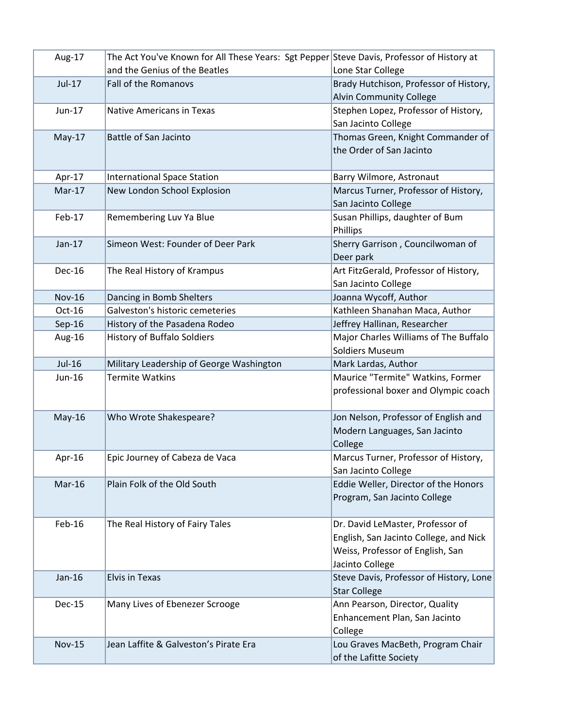| Aug-17 | The Act You've Known for All These Years: Sgt Pepper and the Genius of the Beatles | Steve Davis, Professor of History at Lone Star College |
|---|---|---|
| Jul-17 | Fall of the Romanovs | Brady Hutchison, Professor of History, Alvin Community College |
| Jun-17 | Native Americans in Texas | Stephen Lopez, Professor of History, San Jacinto College |
| May-17 | Battle of San Jacinto | Thomas Green, Knight Commander of the Order of San Jacinto |
| Apr-17 | International Space Station | Barry Wilmore, Astronaut |
| Mar-17 | New London School Explosion | Marcus Turner, Professor of History, San Jacinto College |
| Feb-17 | Remembering Luv Ya Blue | Susan Phillips, daughter of Bum Phillips |
| Jan-17 | Simeon West: Founder of Deer Park | Sherry Garrison , Councilwoman of Deer park |
| Dec-16 | The Real History of Krampus | Art FitzGerald, Professor of History, San Jacinto College |
| Nov-16 | Dancing in Bomb Shelters | Joanna Wycoff, Author |
| Oct-16 | Galveston's historic cemeteries | Kathleen Shanahan Maca, Author |
| Sep-16 | History of the Pasadena Rodeo | Jeffrey Hallinan, Researcher |
| Aug-16 | History of Buffalo Soldiers | Major Charles Williams of The Buffalo Soldiers Museum |
| Jul-16 | Military Leadership of George Washington | Mark Lardas, Author |
| Jun-16 | Termite Watkins | Maurice "Termite" Watkins, Former professional boxer and Olympic coach |
| May-16 | Who Wrote Shakespeare? | Jon Nelson, Professor of English and Modern Languages, San Jacinto College |
| Apr-16 | Epic Journey of Cabeza de Vaca | Marcus Turner, Professor of History, San Jacinto College |
| Mar-16 | Plain Folk of the Old South | Eddie Weller, Director of the Honors Program, San Jacinto College |
| Feb-16 | The Real History of Fairy Tales | Dr. David LeMaster, Professor of English, San Jacinto College, and Nick Weiss, Professor of English, San Jacinto College |
| Jan-16 | Elvis in Texas | Steve Davis, Professor of History, Lone Star College |
| Dec-15 | Many Lives of Ebenezer Scrooge | Ann Pearson, Director, Quality Enhancement Plan, San Jacinto College |
| Nov-15 | Jean Laffite & Galveston's Pirate Era | Lou Graves MacBeth, Program Chair of the Lafitte Society |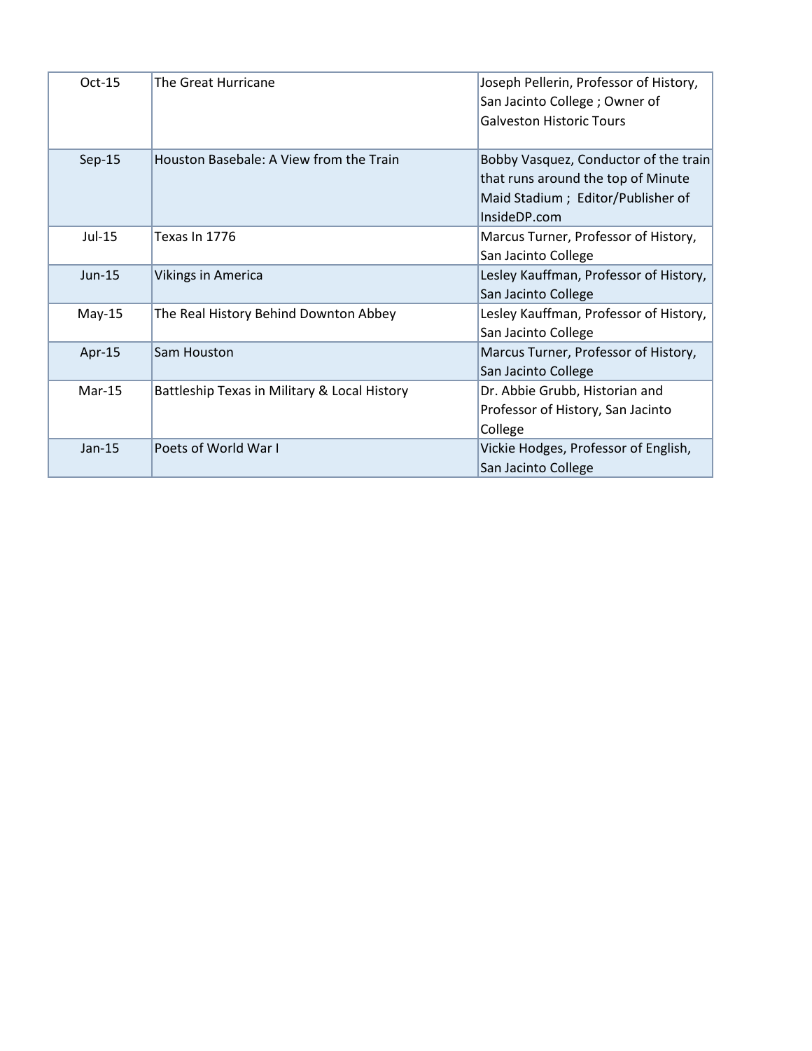| | | |
|---|---|---|
| Oct-15 | The Great Hurricane | Joseph Pellerin, Professor of History, San Jacinto College ; Owner of Galveston Historic Tours |
| Sep-15 | Houston Basebale: A View from the Train | Bobby Vasquez, Conductor of the train that runs around the top of Minute Maid Stadium ; Editor/Publisher of InsideDP.com |
| Jul-15 | Texas In 1776 | Marcus Turner, Professor of History, San Jacinto College |
| Jun-15 | Vikings in America | Lesley Kauffman, Professor of History, San Jacinto College |
| May-15 | The Real History Behind Downton Abbey | Lesley Kauffman, Professor of History, San Jacinto College |
| Apr-15 | Sam Houston | Marcus Turner, Professor of History, San Jacinto College |
| Mar-15 | Battleship Texas in Military & Local History | Dr. Abbie Grubb, Historian and Professor of History, San Jacinto College |
| Jan-15 | Poets of World War I | Vickie Hodges, Professor of English, San Jacinto College |